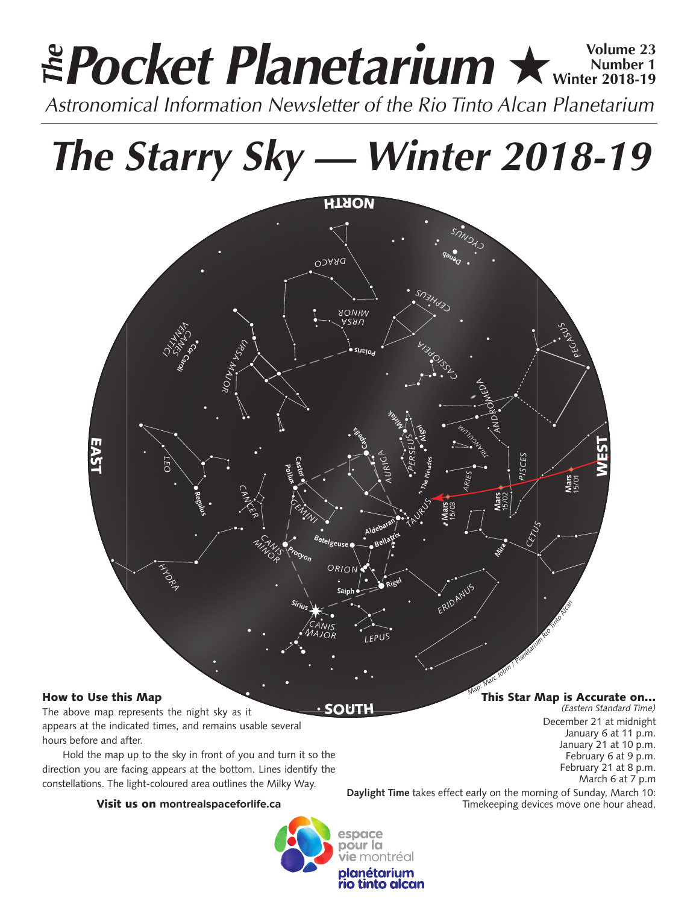# The Pocket Planetarium ★

Volume 23
Number 1
Winter 2018-19

*Astronomical Information Newsletter of the Rio Tinto Alcan Planetarium*

# *The Starry Sky — Winter 2018-19*

### How to Use this Map

The above map represents the night sky as it appears at the indicated times, and remains usable several hours before and after.

Hold the map up to the sky in front of you and turn it so the direction you are facing appears at the bottom. Lines identify the constellations. The light-coloured area outlines the Milky Way.

**Visit us on montrealspaceforlife.ca**

### This Star Map is Accurate on…

*(Eastern Standard Time)*

December 21 at midnight
January 6 at 11 p.m.
January 21 at 10 p.m.
February 6 at 9 p.m.
February 21 at 8 p.m.
March 6 at 7 p.m

**Daylight Time** takes effect early on the morning of Sunday, March 10: Timekeeping devices move one hour ahead.

espace pour la vie montréal
planétarium rio tinto alcan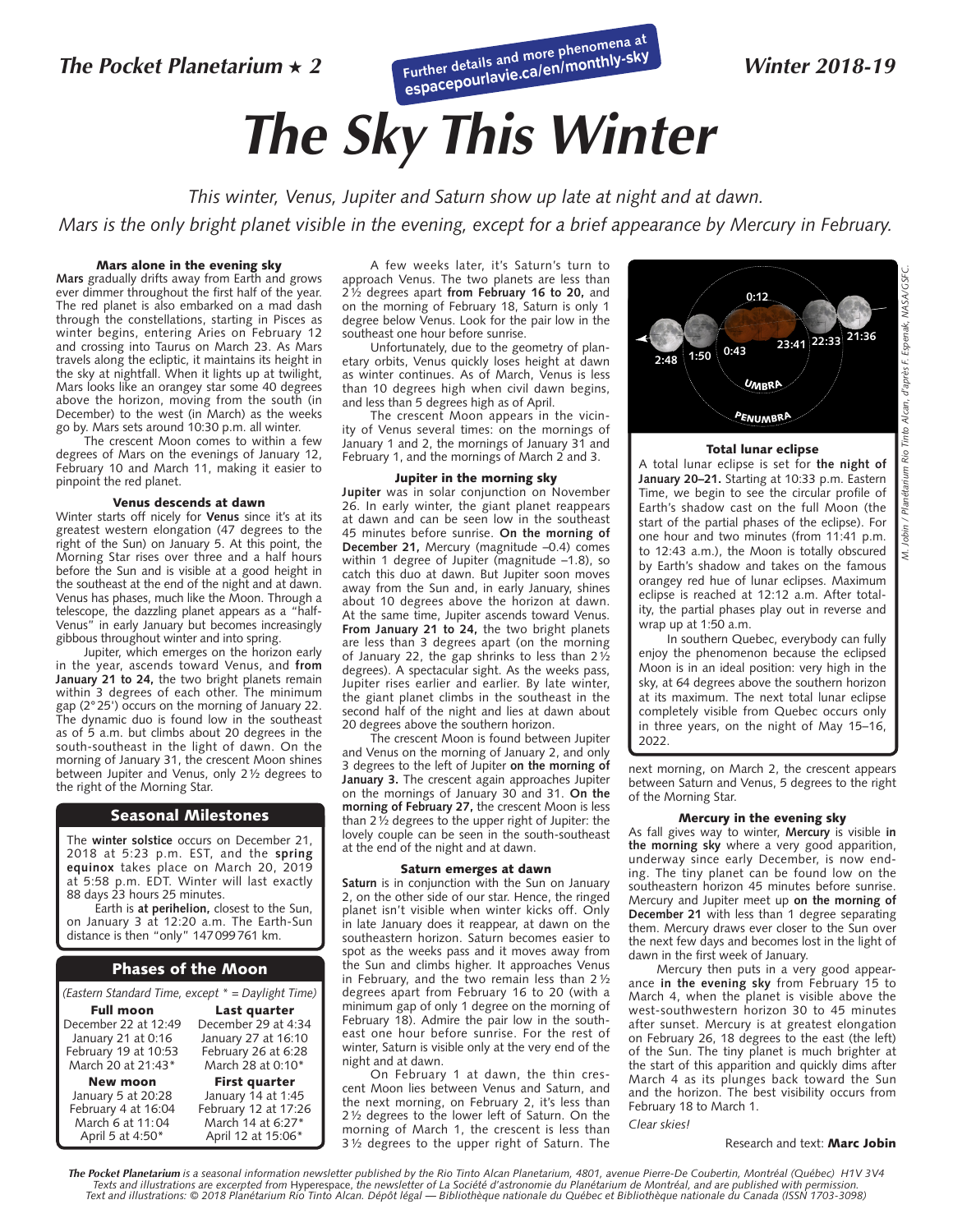*The Pocket Planetarium* ★ 2 — Winter 2018-19

Further details and more phenomena at espacepourlavie.ca/en/monthly-sky

# *The Sky This Winter*

*This winter, Venus, Jupiter and Saturn show up late at night and at dawn. Mars is the only bright planet visible in the evening, except for a brief appearance by Mercury in February.*

### Mars alone in the evening sky

**Mars** gradually drifts away from Earth and grows ever dimmer throughout the first half of the year. The red planet is also embarked on a mad dash through the constellations, starting in Pisces as winter begins, entering Aries on February 12 and crossing into Taurus on March 23. As Mars travels along the ecliptic, it maintains its height in the sky at nightfall. When it lights up at twilight, Mars looks like an orangey star some 40 degrees above the horizon, moving from the south (in December) to the west (in March) as the weeks go by. Mars sets around 10:30 p.m. all winter.

The crescent Moon comes to within a few degrees of Mars on the evenings of January 12, February 10 and March 11, making it easier to pinpoint the red planet.

### Venus descends at dawn

Winter starts off nicely for **Venus** since it's at its greatest western elongation (47 degrees to the right of the Sun) on January 5. At this point, the Morning Star rises over three and a half hours before the Sun and is visible at a good height in the southeast at the end of the night and at dawn. Venus has phases, much like the Moon. Through a telescope, the dazzling planet appears as a "half-Venus" in early January but becomes increasingly gibbous throughout winter and into spring.

Jupiter, which emerges on the horizon early in the year, ascends toward Venus, and **from January 21 to 24,** the two bright planets remain within 3 degrees of each other. The minimum gap (2°25') occurs on the morning of January 22. The dynamic duo is found low in the southeast as of 5 a.m. but climbs about 20 degrees in the south-southeast in the light of dawn. On the morning of January 31, the crescent Moon shines between Jupiter and Venus, only 2½ degrees to the right of the Morning Star.

## Seasonal Milestones

The **winter solstice** occurs on December 21, 2018 at 5:23 p.m. EST, and the **spring equinox** takes place on March 20, 2019 at 5:58 p.m. EDT. Winter will last exactly 88 days 23 hours 25 minutes.

Earth is **at perihelion,** closest to the Sun, on January 3 at 12:20 a.m. The Earth-Sun distance is then "only" 147 099 761 km.

## Phases of the Moon

*(Eastern Standard Time, except * = Daylight Time)*

| Full moon | Last quarter |
|---|---|
| December 22 at 12:49 | December 29 at 4:34 |
| January 21 at 0:16 | January 27 at 16:10 |
| February 19 at 10:53 | February 26 at 6:28 |
| March 20 at 21:43* | March 28 at 0:10* |
| **New moon** | **First quarter** |
| January 5 at 20:28 | January 14 at 1:45 |
| February 4 at 16:04 | February 12 at 17:26 |
| March 6 at 11:04 | March 14 at 6:27* |
| April 5 at 4:50* | April 12 at 15:06* |

A few weeks later, it's Saturn's turn to approach Venus. The two planets are less than 2½ degrees apart **from February 16 to 20,** and on the morning of February 18, Saturn is only 1 degree below Venus. Look for the pair low in the southeast one hour before sunrise.

Unfortunately, due to the geometry of planetary orbits, Venus quickly loses height at dawn as winter continues. As of March, Venus is less than 10 degrees high when civil dawn begins, and less than 5 degrees high as of April.

The crescent Moon appears in the vicinity of Venus several times: on the mornings of January 1 and 2, the mornings of January 31 and February 1, and the mornings of March 2 and 3.

### Jupiter in the morning sky

**Jupiter** was in solar conjunction on November 26. In early winter, the giant planet reappears at dawn and can be seen low in the southeast 45 minutes before sunrise. **On the morning of December 21,** Mercury (magnitude –0.4) comes within 1 degree of Jupiter (magnitude –1.8), so catch this duo at dawn. But Jupiter soon moves away from the Sun and, in early January, shines about 10 degrees above the horizon at dawn. At the same time, Jupiter ascends toward Venus. **From January 21 to 24,** the two bright planets are less than 3 degrees apart (on the morning of January 22, the gap shrinks to less than 2½ degrees). A spectacular sight. As the weeks pass, Jupiter rises earlier and earlier. By late winter, the giant planet climbs in the southeast in the second half of the night and lies at dawn about 20 degrees above the southern horizon.

The crescent Moon is found between Jupiter and Venus on the morning of January 2, and only 3 degrees to the left of Jupiter **on the morning of January 3.** The crescent again approaches Jupiter on the mornings of January 30 and 31. **On the morning of February 27,** the crescent Moon is less than 2½ degrees to the upper right of Jupiter: the lovely couple can be seen in the south-southeast at the end of the night and at dawn.

### Saturn emerges at dawn

**Saturn** is in conjunction with the Sun on January 2, on the other side of our star. Hence, the ringed planet isn't visible when winter kicks off. Only in late January does it reappear, at dawn on the southeastern horizon. Saturn becomes easier to spot as the weeks pass and it moves away from the Sun and climbs higher. It approaches Venus in February, and the two remain less than 2½ degrees apart from February 16 to 20 (with a minimum gap of only 1 degree on the morning of February 18). Admire the pair low in the southeast one hour before sunrise. For the rest of winter, Saturn is visible only at the very end of the night and at dawn.

On February 1 at dawn, the thin crescent Moon lies between Venus and Saturn, and the next morning, on February 2, it's less than 2½ degrees to the lower left of Saturn. On the morning of March 1, the crescent is less than 3½ degrees to the upper right of Saturn. The next morning, on March 2, the crescent appears between Saturn and Venus, 5 degrees to the right of the Morning Star.

0:12
2:48
1:50
0:43
23:41
22:33
21:36
UMBRA
PENUMBRA

*M. Jobin / Planétarium Rio Tinto Alcan, d'après F. Espenak, NASA/GSFC.*

### Total lunar eclipse

A total lunar eclipse is set for **the night of January 20–21.** Starting at 10:33 p.m. Eastern Time, we begin to see the circular profile of Earth's shadow cast on the full Moon (the start of the partial phases of the eclipse). For one hour and two minutes (from 11:41 p.m. to 12:43 a.m.), the Moon is totally obscured by Earth's shadow and takes on the famous orangey red hue of lunar eclipses. Maximum eclipse is reached at 12:12 a.m. After totality, the partial phases play out in reverse and wrap up at 1:50 a.m.

In southern Quebec, everybody can fully enjoy the phenomenon because the eclipsed Moon is in an ideal position: very high in the sky, at 64 degrees above the southern horizon at its maximum. The next total lunar eclipse completely visible from Quebec occurs only in three years, on the night of May 15–16, 2022.

### Mercury in the evening sky

As fall gives way to winter, **Mercury** is visible **in the morning sky** where a very good apparition, underway since early December, is now ending. The tiny planet can be found low on the southeastern horizon 45 minutes before sunrise. Mercury and Jupiter meet up **on the morning of December 21** with less than 1 degree separating them. Mercury draws ever closer to the Sun over the next few days and becomes lost in the light of dawn in the first week of January.

Mercury then puts in a very good appearance **in the evening sky** from February 15 to March 4, when the planet is visible above the west-southwestern horizon 30 to 45 minutes after sunset. Mercury is at greatest elongation on February 26, 18 degrees to the east (the left) of the Sun. The tiny planet is much brighter at the start of this apparition and quickly dims after March 4 as its plunges back toward the Sun and the horizon. The best visibility occurs from February 18 to March 1.

*Clear skies!*

Research and text: **Marc Jobin**

*The Pocket Planetarium is a seasonal information newsletter published by the Rio Tinto Alcan Planetarium, 4801, avenue Pierre-De Coubertin, Montréal (Québec) H1V 3V4. Texts and illustrations are excerpted from* Hyperespace*, the newsletter of La Société d'astronomie du Planétarium de Montréal, and are published with permission. Text and illustrations: © 2018 Planétarium Rio Tinto Alcan. Dépôt légal — Bibliothèque nationale du Québec et Bibliothèque nationale du Canada (ISSN 1703-3098)*